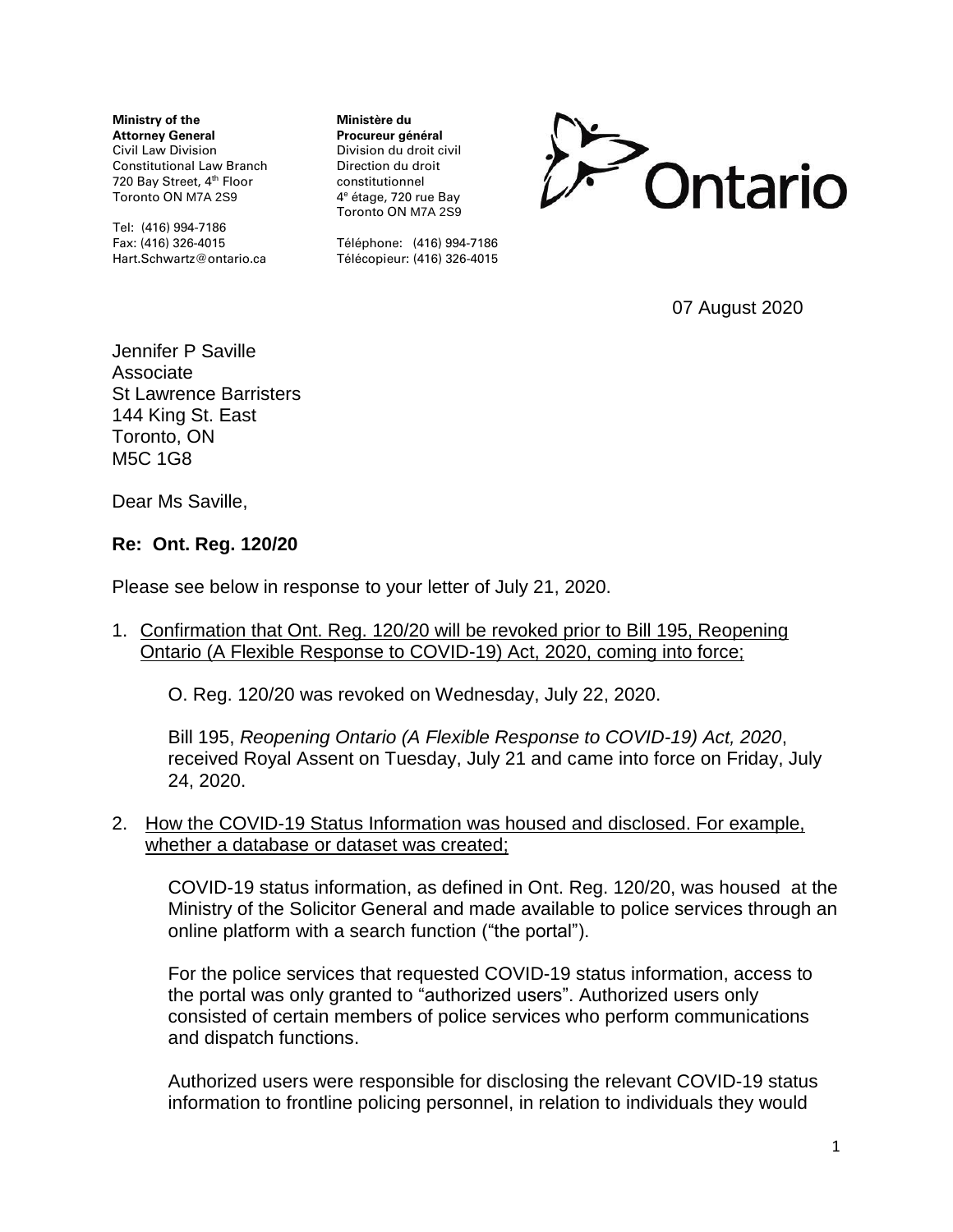**Ministry of the Attorney General**
Civil Law Division
Constitutional Law Branch
720 Bay Street, 4th Floor
Toronto ON M7A 2S9

Tel: (416) 994-7186
Fax: (416) 326-4015
Hart.Schwartz@ontario.ca

**Ministère du Procureur général**
Division du droit civil
Direction du droit constitutionnel
4e étage, 720 rue Bay
Toronto ON M7A 2S9

Téléphone: (416) 994-7186
Télécopieur: (416) 326-4015

Ontario

07 August 2020

Jennifer P Saville
Associate
St Lawrence Barristers
144 King St. East
Toronto, ON
M5C 1G8

Dear Ms Saville,

**Re: Ont. Reg. 120/20**

Please see below in response to your letter of July 21, 2020.

1. Confirmation that Ont. Reg. 120/20 will be revoked prior to Bill 195, Reopening Ontario (A Flexible Response to COVID-19) Act, 2020, coming into force;

   O. Reg. 120/20 was revoked on Wednesday, July 22, 2020.

   Bill 195, *Reopening Ontario (A Flexible Response to COVID-19) Act, 2020*, received Royal Assent on Tuesday, July 21 and came into force on Friday, July 24, 2020.

2. How the COVID-19 Status Information was housed and disclosed. For example, whether a database or dataset was created;

   COVID-19 status information, as defined in Ont. Reg. 120/20, was housed at the Ministry of the Solicitor General and made available to police services through an online platform with a search function ("the portal").

   For the police services that requested COVID-19 status information, access to the portal was only granted to "authorized users". Authorized users only consisted of certain members of police services who perform communications and dispatch functions.

   Authorized users were responsible for disclosing the relevant COVID-19 status information to frontline policing personnel, in relation to individuals they would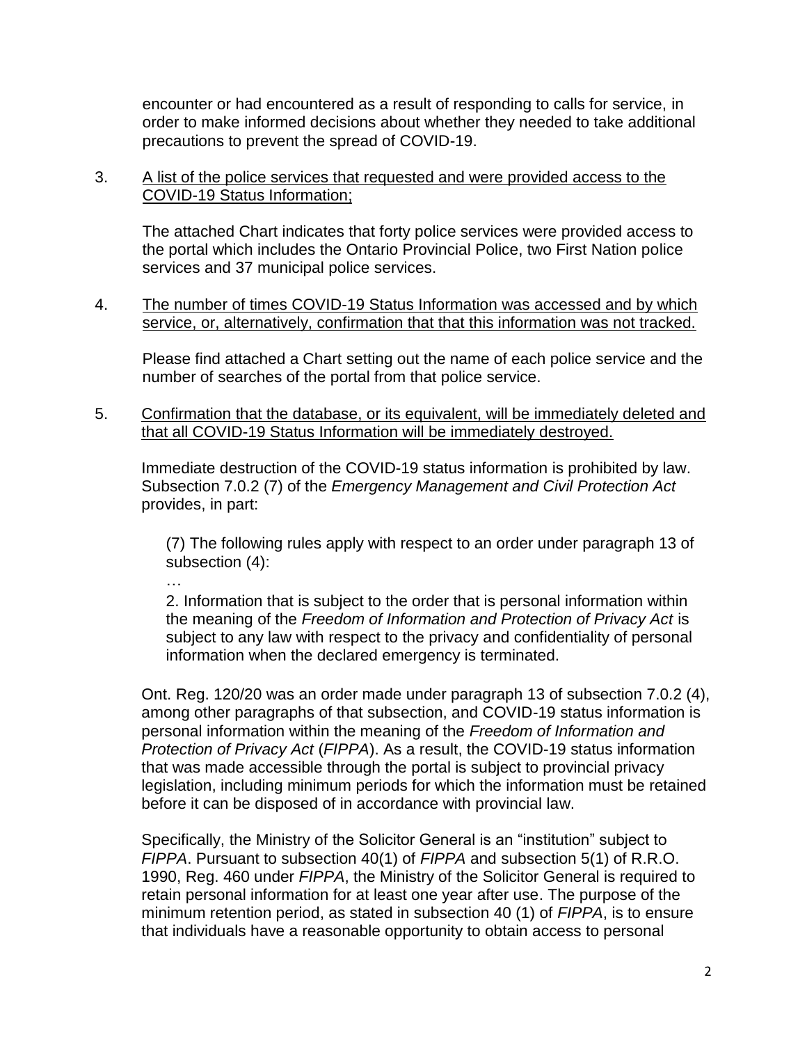encounter or had encountered as a result of responding to calls for service, in order to make informed decisions about whether they needed to take additional precautions to prevent the spread of COVID-19.

3. <u>A list of the police services that requested and were provided access to the COVID-19 Status Information;</u>

   The attached Chart indicates that forty police services were provided access to the portal which includes the Ontario Provincial Police, two First Nation police services and 37 municipal police services.

4. <u>The number of times COVID-19 Status Information was accessed and by which service, or, alternatively, confirmation that that this information was not tracked.</u>

   Please find attached a Chart setting out the name of each police service and the number of searches of the portal from that police service.

5. <u>Confirmation that the database, or its equivalent, will be immediately deleted and that all COVID-19 Status Information will be immediately destroyed.</u>

   Immediate destruction of the COVID-19 status information is prohibited by law. Subsection 7.0.2 (7) of the *Emergency Management and Civil Protection Act* provides, in part:

   > (7) The following rules apply with respect to an order under paragraph 13 of subsection (4):
   >
   > …
   >
   > 2. Information that is subject to the order that is personal information within the meaning of the *Freedom of Information and Protection of Privacy Act* is subject to any law with respect to the privacy and confidentiality of personal information when the declared emergency is terminated.

   Ont. Reg. 120/20 was an order made under paragraph 13 of subsection 7.0.2 (4), among other paragraphs of that subsection, and COVID-19 status information is personal information within the meaning of the *Freedom of Information and Protection of Privacy Act* (*FIPPA*). As a result, the COVID-19 status information that was made accessible through the portal is subject to provincial privacy legislation, including minimum periods for which the information must be retained before it can be disposed of in accordance with provincial law.

   Specifically, the Ministry of the Solicitor General is an "institution" subject to *FIPPA*. Pursuant to subsection 40(1) of *FIPPA* and subsection 5(1) of R.R.O. 1990, Reg. 460 under *FIPPA*, the Ministry of the Solicitor General is required to retain personal information for at least one year after use. The purpose of the minimum retention period, as stated in subsection 40 (1) of *FIPPA*, is to ensure that individuals have a reasonable opportunity to obtain access to personal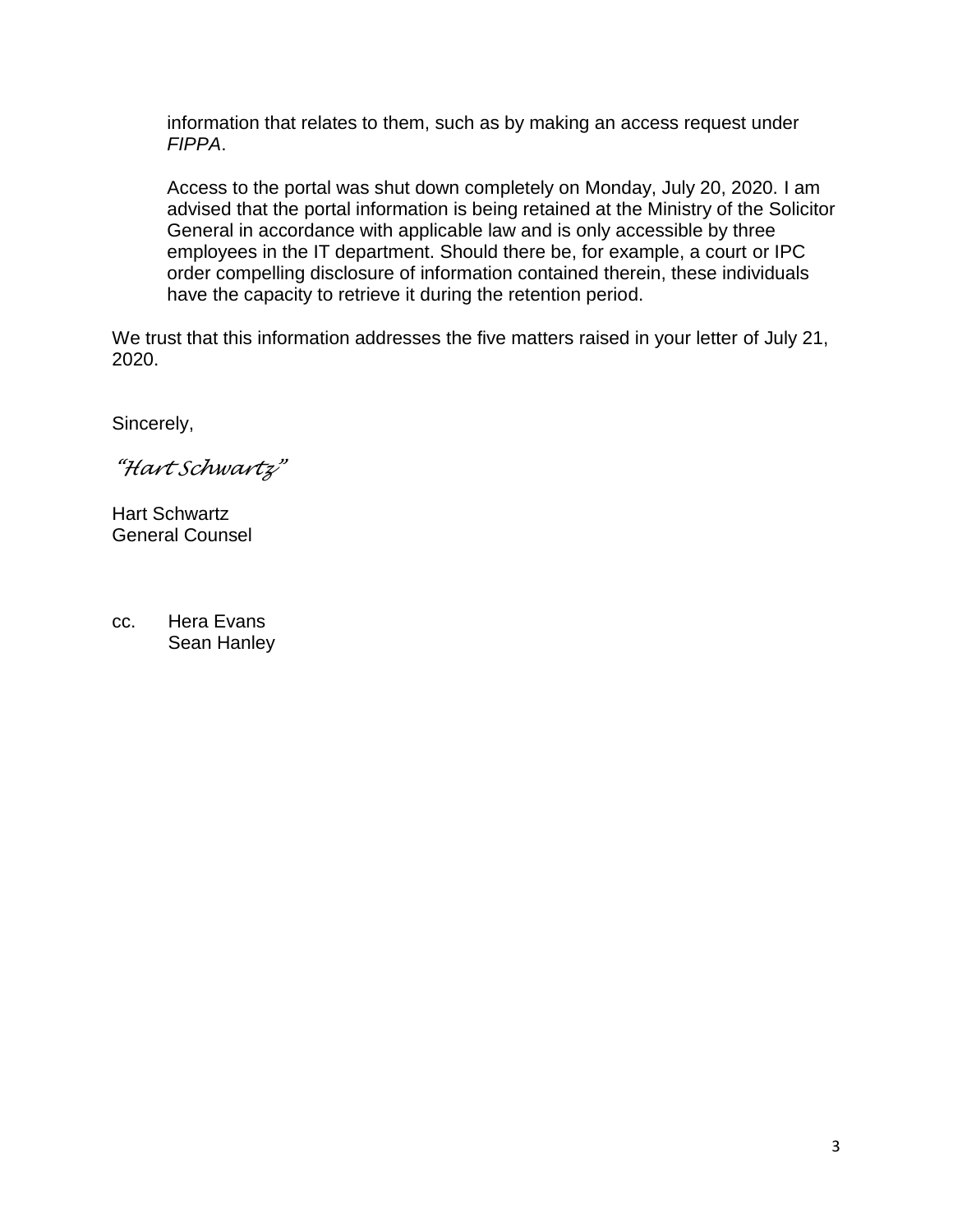information that relates to them, such as by making an access request under *FIPPA*.

Access to the portal was shut down completely on Monday, July 20, 2020. I am advised that the portal information is being retained at the Ministry of the Solicitor General in accordance with applicable law and is only accessible by three employees in the IT department. Should there be, for example, a court or IPC order compelling disclosure of information contained therein, these individuals have the capacity to retrieve it during the retention period.

We trust that this information addresses the five matters raised in your letter of July 21, 2020.

Sincerely,

*"Hart Schwartz"*

Hart Schwartz
General Counsel

cc. Hera Evans
Sean Hanley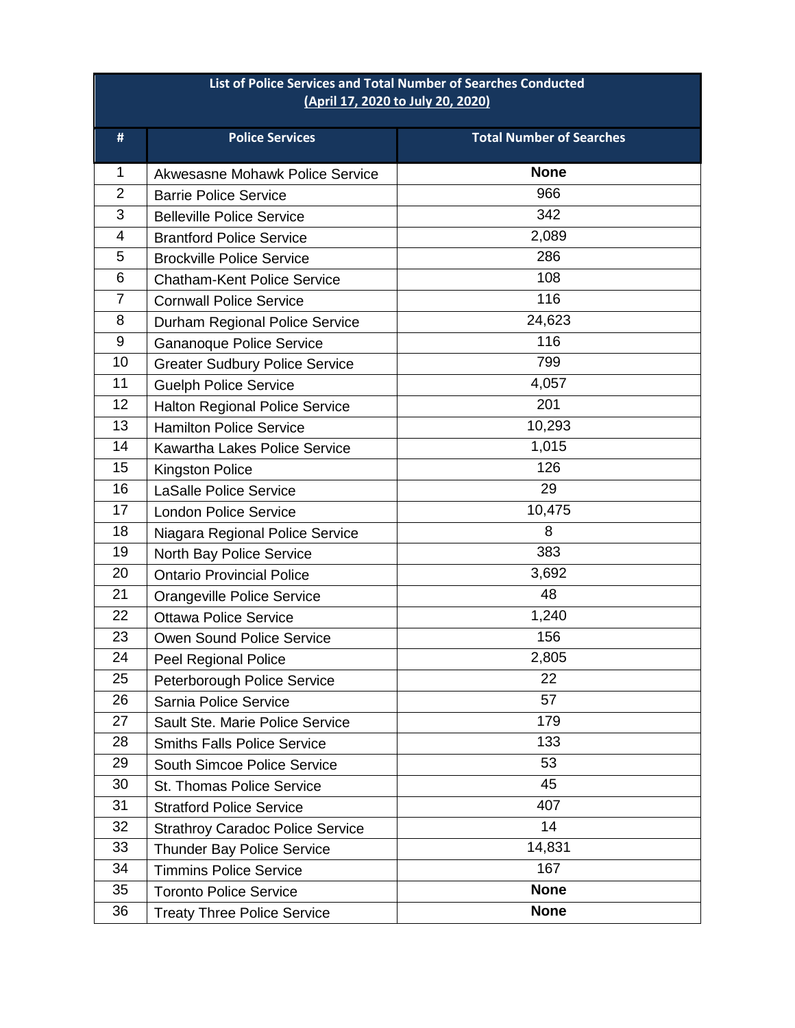| List of Police Services and Total Number of Searches Conducted (April 17, 2020 to July 20, 2020) | | |
|---|---|---|
| # | Police Services | Total Number of Searches |
| 1 | Akwesasne Mohawk Police Service | **None** |
| 2 | Barrie Police Service | 966 |
| 3 | Belleville Police Service | 342 |
| 4 | Brantford Police Service | 2,089 |
| 5 | Brockville Police Service | 286 |
| 6 | Chatham-Kent Police Service | 108 |
| 7 | Cornwall Police Service | 116 |
| 8 | Durham Regional Police Service | 24,623 |
| 9 | Gananoque Police Service | 116 |
| 10 | Greater Sudbury Police Service | 799 |
| 11 | Guelph Police Service | 4,057 |
| 12 | Halton Regional Police Service | 201 |
| 13 | Hamilton Police Service | 10,293 |
| 14 | Kawartha Lakes Police Service | 1,015 |
| 15 | Kingston Police | 126 |
| 16 | LaSalle Police Service | 29 |
| 17 | London Police Service | 10,475 |
| 18 | Niagara Regional Police Service | 8 |
| 19 | North Bay Police Service | 383 |
| 20 | Ontario Provincial Police | 3,692 |
| 21 | Orangeville Police Service | 48 |
| 22 | Ottawa Police Service | 1,240 |
| 23 | Owen Sound Police Service | 156 |
| 24 | Peel Regional Police | 2,805 |
| 25 | Peterborough Police Service | 22 |
| 26 | Sarnia Police Service | 57 |
| 27 | Sault Ste. Marie Police Service | 179 |
| 28 | Smiths Falls Police Service | 133 |
| 29 | South Simcoe Police Service | 53 |
| 30 | St. Thomas Police Service | 45 |
| 31 | Stratford Police Service | 407 |
| 32 | Strathroy Caradoc Police Service | 14 |
| 33 | Thunder Bay Police Service | 14,831 |
| 34 | Timmins Police Service | 167 |
| 35 | Toronto Police Service | **None** |
| 36 | Treaty Three Police Service | **None** |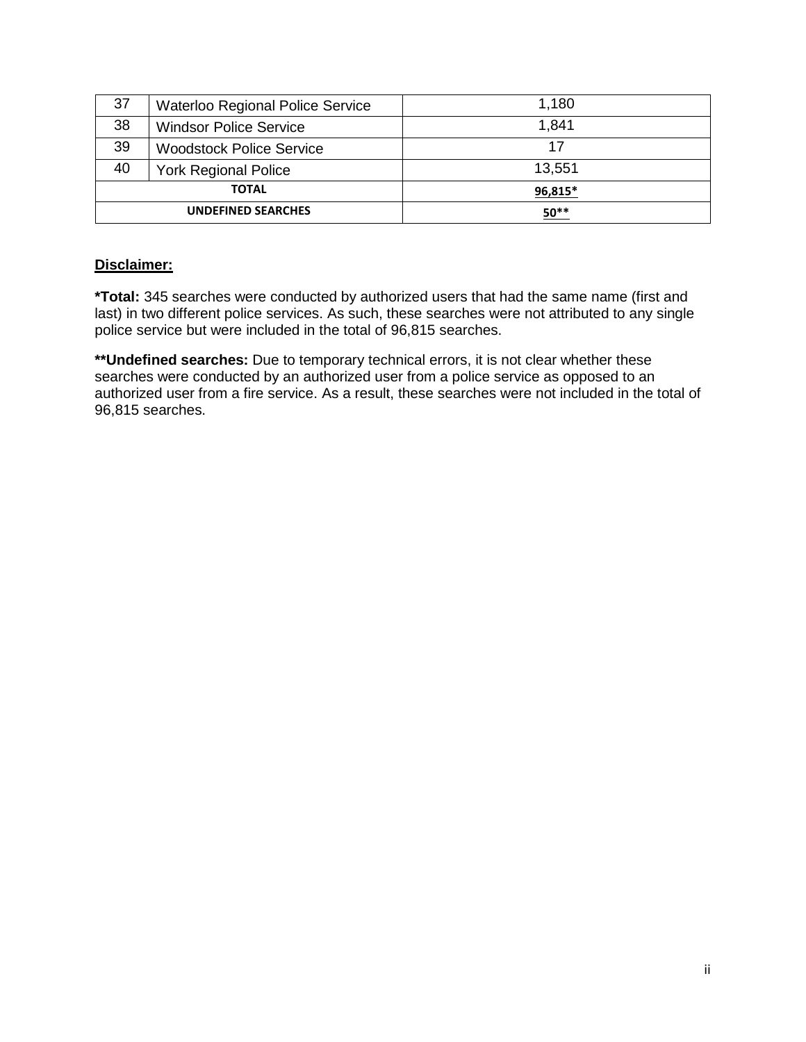| | | |
|---|---|---|
| 37 | Waterloo Regional Police Service | 1,180 |
| 38 | Windsor Police Service | 1,841 |
| 39 | Woodstock Police Service | 17 |
| 40 | York Regional Police | 13,551 |
| **TOTAL** | | **96,815*** |
| **UNDEFINED SEARCHES** | | **50**** |

**Disclaimer:**

***Total:** 345 searches were conducted by authorized users that had the same name (first and last) in two different police services. As such, these searches were not attributed to any single police service but were included in the total of 96,815 searches.

****Undefined searches:** Due to temporary technical errors, it is not clear whether these searches were conducted by an authorized user from a police service as opposed to an authorized user from a fire service. As a result, these searches were not included in the total of 96,815 searches.